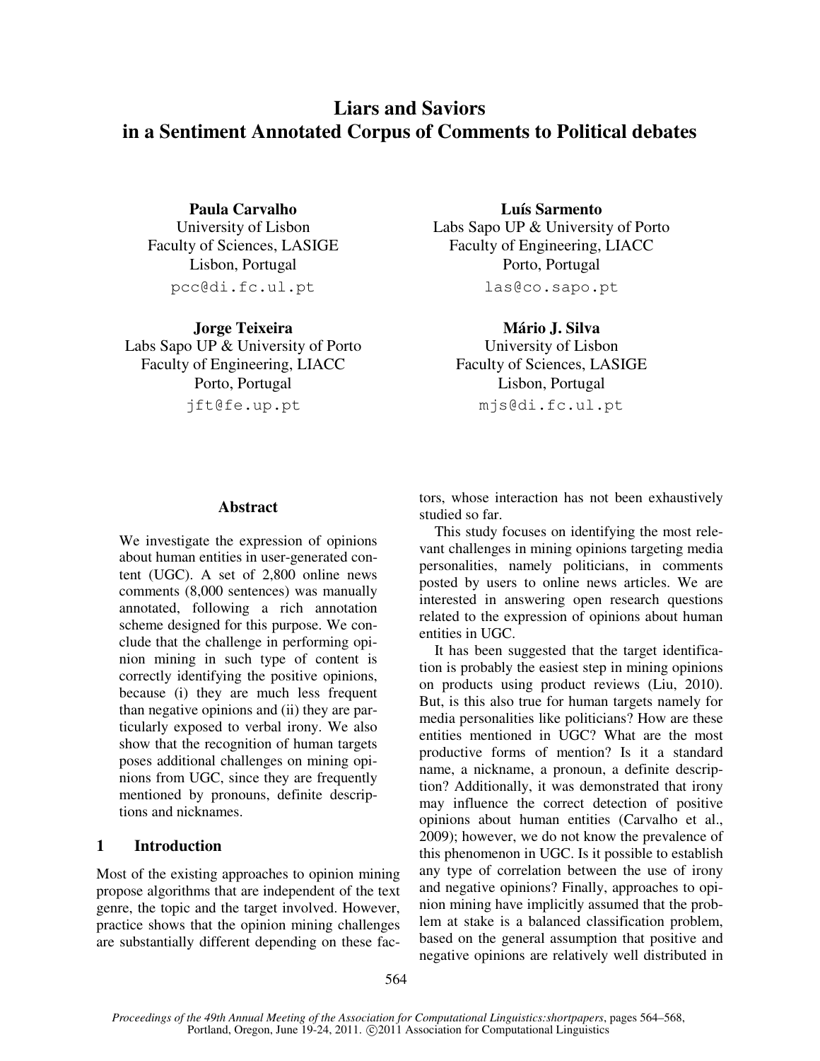# Liars and Saviors in a Sentiment Annotated Corpus of Comments to Political debates

**Paula Carvalho**
University of Lisbon
Faculty of Sciences, LASIGE
Lisbon, Portugal
pcc@di.fc.ul.pt

**Luís Sarmento**
Labs Sapo UP & University of Porto
Faculty of Engineering, LIACC
Porto, Portugal
las@co.sapo.pt

**Jorge Teixeira**
Labs Sapo UP & University of Porto
Faculty of Engineering, LIACC
Porto, Portugal
jft@fe.up.pt

**Mário J. Silva**
University of Lisbon
Faculty of Sciences, LASIGE
Lisbon, Portugal
mjs@di.fc.ul.pt

## Abstract

We investigate the expression of opinions about human entities in user-generated content (UGC). A set of 2,800 online news comments (8,000 sentences) was manually annotated, following a rich annotation scheme designed for this purpose. We conclude that the challenge in performing opinion mining in such type of content is correctly identifying the positive opinions, because (i) they are much less frequent than negative opinions and (ii) they are particularly exposed to verbal irony. We also show that the recognition of human targets poses additional challenges on mining opinions from UGC, since they are frequently mentioned by pronouns, definite descriptions and nicknames.

## 1 Introduction

Most of the existing approaches to opinion mining propose algorithms that are independent of the text genre, the topic and the target involved. However, practice shows that the opinion mining challenges are substantially different depending on these factors, whose interaction has not been exhaustively studied so far.

This study focuses on identifying the most relevant challenges in mining opinions targeting media personalities, namely politicians, in comments posted by users to online news articles. We are interested in answering open research questions related to the expression of opinions about human entities in UGC.

It has been suggested that the target identification is probably the easiest step in mining opinions on products using product reviews (Liu, 2010). But, is this also true for human targets namely for media personalities like politicians? How are these entities mentioned in UGC? What are the most productive forms of mention? Is it a standard name, a nickname, a pronoun, a definite description? Additionally, it was demonstrated that irony may influence the correct detection of positive opinions about human entities (Carvalho et al., 2009); however, we do not know the prevalence of this phenomenon in UGC. Is it possible to establish any type of correlation between the use of irony and negative opinions? Finally, approaches to opinion mining have implicitly assumed that the problem at stake is a balanced classification problem, based on the general assumption that positive and negative opinions are relatively well distributed in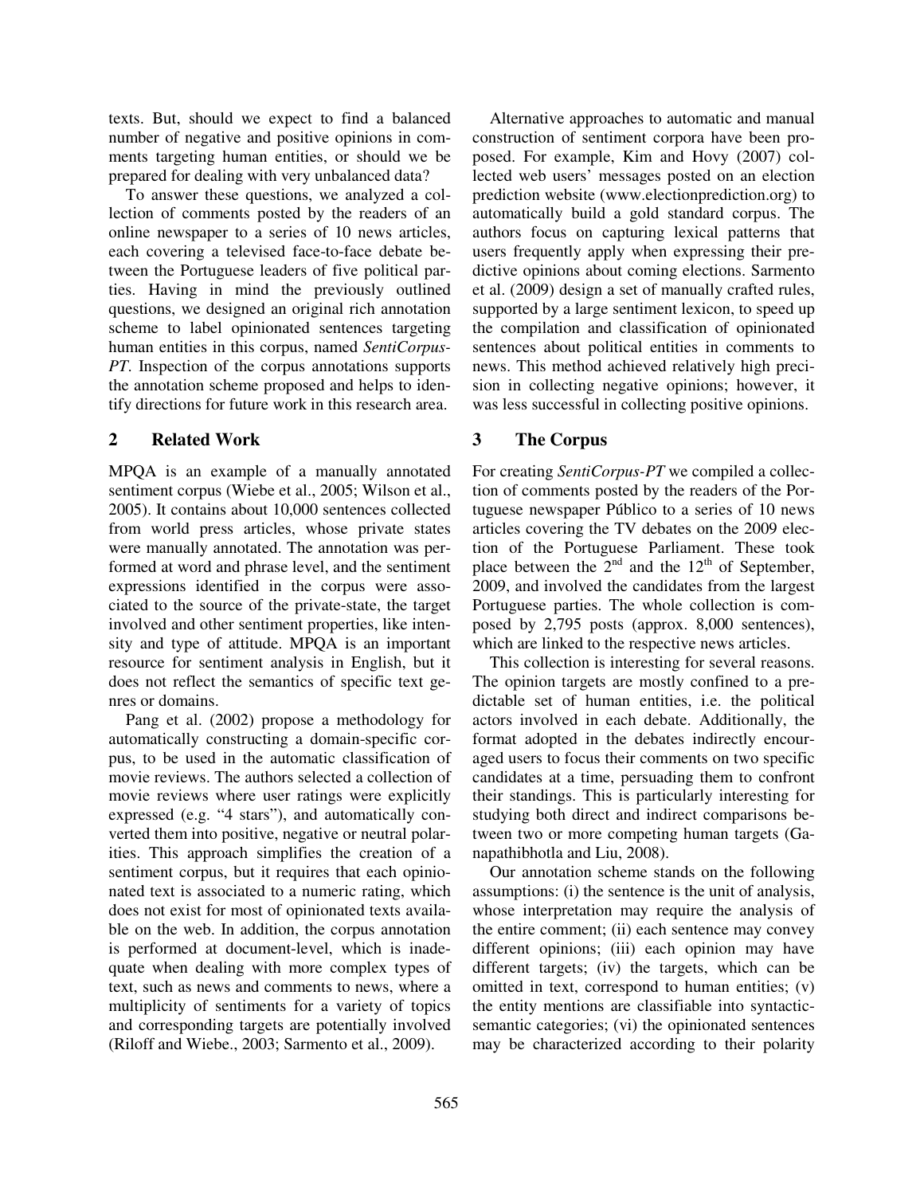texts. But, should we expect to find a balanced number of negative and positive opinions in comments targeting human entities, or should we be prepared for dealing with very unbalanced data?

To answer these questions, we analyzed a collection of comments posted by the readers of an online newspaper to a series of 10 news articles, each covering a televised face-to-face debate between the Portuguese leaders of five political parties. Having in mind the previously outlined questions, we designed an original rich annotation scheme to label opinionated sentences targeting human entities in this corpus, named *SentiCorpus-PT*. Inspection of the corpus annotations supports the annotation scheme proposed and helps to identify directions for future work in this research area.

## 2 Related Work

MPQA is an example of a manually annotated sentiment corpus (Wiebe et al., 2005; Wilson et al., 2005). It contains about 10,000 sentences collected from world press articles, whose private states were manually annotated. The annotation was performed at word and phrase level, and the sentiment expressions identified in the corpus were associated to the source of the private-state, the target involved and other sentiment properties, like intensity and type of attitude. MPQA is an important resource for sentiment analysis in English, but it does not reflect the semantics of specific text genres or domains.

Pang et al. (2002) propose a methodology for automatically constructing a domain-specific corpus, to be used in the automatic classification of movie reviews. The authors selected a collection of movie reviews where user ratings were explicitly expressed (e.g. "4 stars"), and automatically converted them into positive, negative or neutral polarities. This approach simplifies the creation of a sentiment corpus, but it requires that each opinionated text is associated to a numeric rating, which does not exist for most of opinionated texts available on the web. In addition, the corpus annotation is performed at document-level, which is inadequate when dealing with more complex types of text, such as news and comments to news, where a multiplicity of sentiments for a variety of topics and corresponding targets are potentially involved (Riloff and Wiebe., 2003; Sarmento et al., 2009).

Alternative approaches to automatic and manual construction of sentiment corpora have been proposed. For example, Kim and Hovy (2007) collected web users' messages posted on an election prediction website (www.electionprediction.org) to automatically build a gold standard corpus. The authors focus on capturing lexical patterns that users frequently apply when expressing their predictive opinions about coming elections. Sarmento et al. (2009) design a set of manually crafted rules, supported by a large sentiment lexicon, to speed up the compilation and classification of opinionated sentences about political entities in comments to news. This method achieved relatively high precision in collecting negative opinions; however, it was less successful in collecting positive opinions.

## 3 The Corpus

For creating *SentiCorpus-PT* we compiled a collection of comments posted by the readers of the Portuguese newspaper Público to a series of 10 news articles covering the TV debates on the 2009 election of the Portuguese Parliament. These took place between the 2nd and the 12th of September, 2009, and involved the candidates from the largest Portuguese parties. The whole collection is composed by 2,795 posts (approx. 8,000 sentences), which are linked to the respective news articles.

This collection is interesting for several reasons. The opinion targets are mostly confined to a predictable set of human entities, i.e. the political actors involved in each debate. Additionally, the format adopted in the debates indirectly encouraged users to focus their comments on two specific candidates at a time, persuading them to confront their standings. This is particularly interesting for studying both direct and indirect comparisons between two or more competing human targets (Ganapathibhotla and Liu, 2008).

Our annotation scheme stands on the following assumptions: (i) the sentence is the unit of analysis, whose interpretation may require the analysis of the entire comment; (ii) each sentence may convey different opinions; (iii) each opinion may have different targets; (iv) the targets, which can be omitted in text, correspond to human entities; (v) the entity mentions are classifiable into syntactic-semantic categories; (vi) the opinionated sentences may be characterized according to their polarity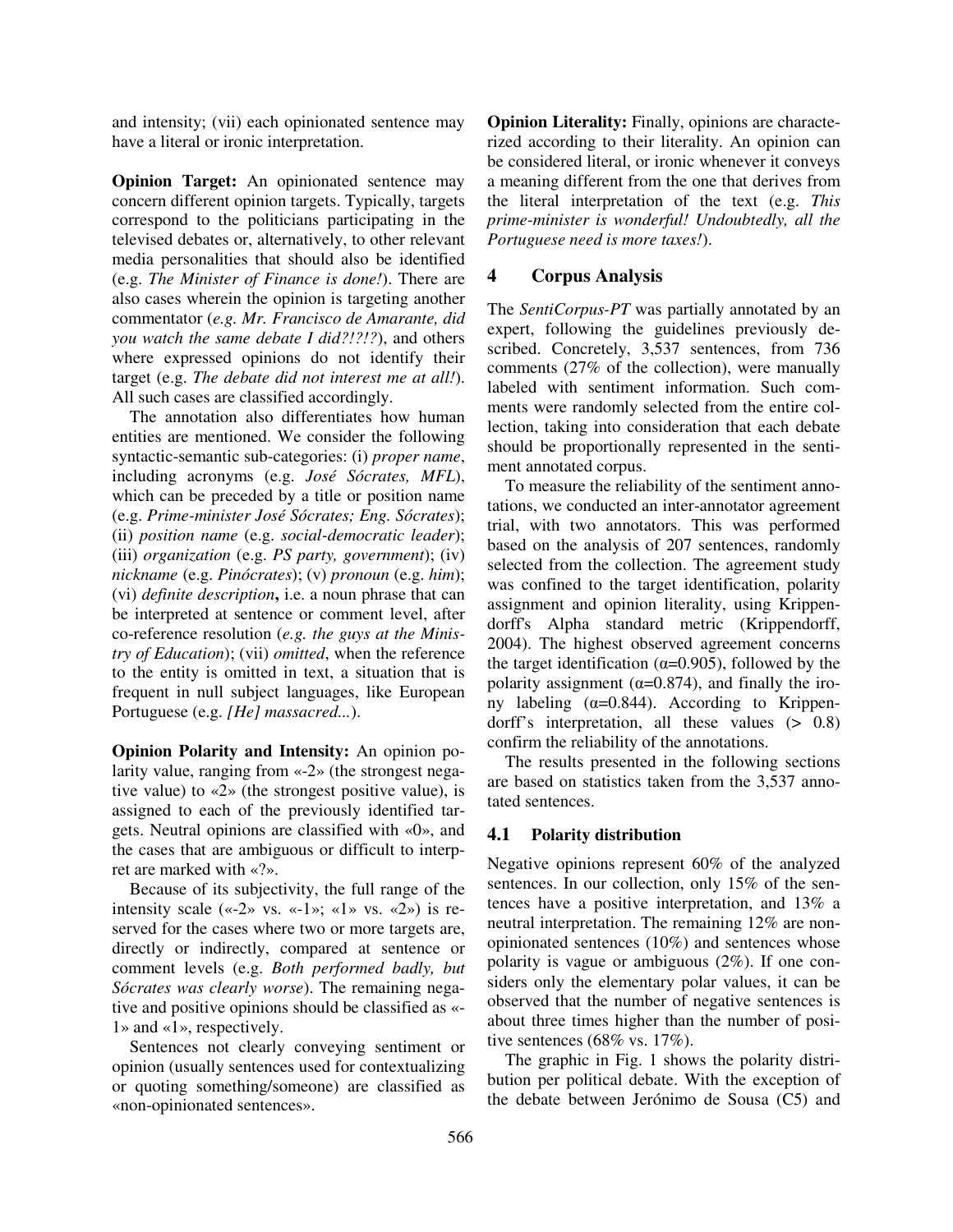and intensity; (vii) each opinionated sentence may have a literal or ironic interpretation.

**Opinion Target:** An opinionated sentence may concern different opinion targets. Typically, targets correspond to the politicians participating in the televised debates or, alternatively, to other relevant media personalities that should also be identified (e.g. *The Minister of Finance is done!*). There are also cases wherein the opinion is targeting another commentator (*e.g. Mr. Francisco de Amarante, did you watch the same debate I did?!?!?*), and others where expressed opinions do not identify their target (e.g. *The debate did not interest me at all!*). All such cases are classified accordingly.

The annotation also differentiates how human entities are mentioned. We consider the following syntactic-semantic sub-categories: (i) *proper name*, including acronyms (e.g. *José Sócrates, MFL*), which can be preceded by a title or position name (e.g. *Prime-minister José Sócrates; Eng. Sócrates*); (ii) *position name* (e.g. *social-democratic leader*); (iii) *organization* (e.g. *PS party, government*); (iv) *nickname* (e.g. *Pinócrates*); (v) *pronoun* (e.g. *him*); (vi) *definite description***,** i.e. a noun phrase that can be interpreted at sentence or comment level, after co-reference resolution (*e.g. the guys at the Ministry of Education*); (vii) *omitted*, when the reference to the entity is omitted in text, a situation that is frequent in null subject languages, like European Portuguese (e.g. *[He] massacred...*).

**Opinion Polarity and Intensity:** An opinion polarity value, ranging from «-2» (the strongest negative value) to «2» (the strongest positive value), is assigned to each of the previously identified targets. Neutral opinions are classified with «0», and the cases that are ambiguous or difficult to interpret are marked with «?».

Because of its subjectivity, the full range of the intensity scale («-2» vs. «-1»; «1» vs. «2») is reserved for the cases where two or more targets are, directly or indirectly, compared at sentence or comment levels (e.g. *Both performed badly, but Sócrates was clearly worse*). The remaining negative and positive opinions should be classified as «-1» and «1», respectively.

Sentences not clearly conveying sentiment or opinion (usually sentences used for contextualizing or quoting something/someone) are classified as «non-opinionated sentences».

**Opinion Literality:** Finally, opinions are characterized according to their literality. An opinion can be considered literal, or ironic whenever it conveys a meaning different from the one that derives from the literal interpretation of the text (e.g. *This prime-minister is wonderful! Undoubtedly, all the Portuguese need is more taxes!*).

## 4 Corpus Analysis

The *SentiCorpus-PT* was partially annotated by an expert, following the guidelines previously described. Concretely, 3,537 sentences, from 736 comments (27% of the collection), were manually labeled with sentiment information. Such comments were randomly selected from the entire collection, taking into consideration that each debate should be proportionally represented in the sentiment annotated corpus.

To measure the reliability of the sentiment annotations, we conducted an inter-annotator agreement trial, with two annotators. This was performed based on the analysis of 207 sentences, randomly selected from the collection. The agreement study was confined to the target identification, polarity assignment and opinion literality, using Krippendorff's Alpha standard metric (Krippendorff, 2004). The highest observed agreement concerns the target identification ($\alpha$=0.905), followed by the polarity assignment ($\alpha$=0.874), and finally the irony labeling ($\alpha$=0.844). According to Krippendorff's interpretation, all these values (> 0.8) confirm the reliability of the annotations.

The results presented in the following sections are based on statistics taken from the 3,537 annotated sentences.

### 4.1 Polarity distribution

Negative opinions represent 60% of the analyzed sentences. In our collection, only 15% of the sentences have a positive interpretation, and 13% a neutral interpretation. The remaining 12% are non-opinionated sentences (10%) and sentences whose polarity is vague or ambiguous (2%). If one considers only the elementary polar values, it can be observed that the number of negative sentences is about three times higher than the number of positive sentences (68% vs. 17%).

The graphic in Fig. 1 shows the polarity distribution per political debate. With the exception of the debate between Jerónimo de Sousa (C5) and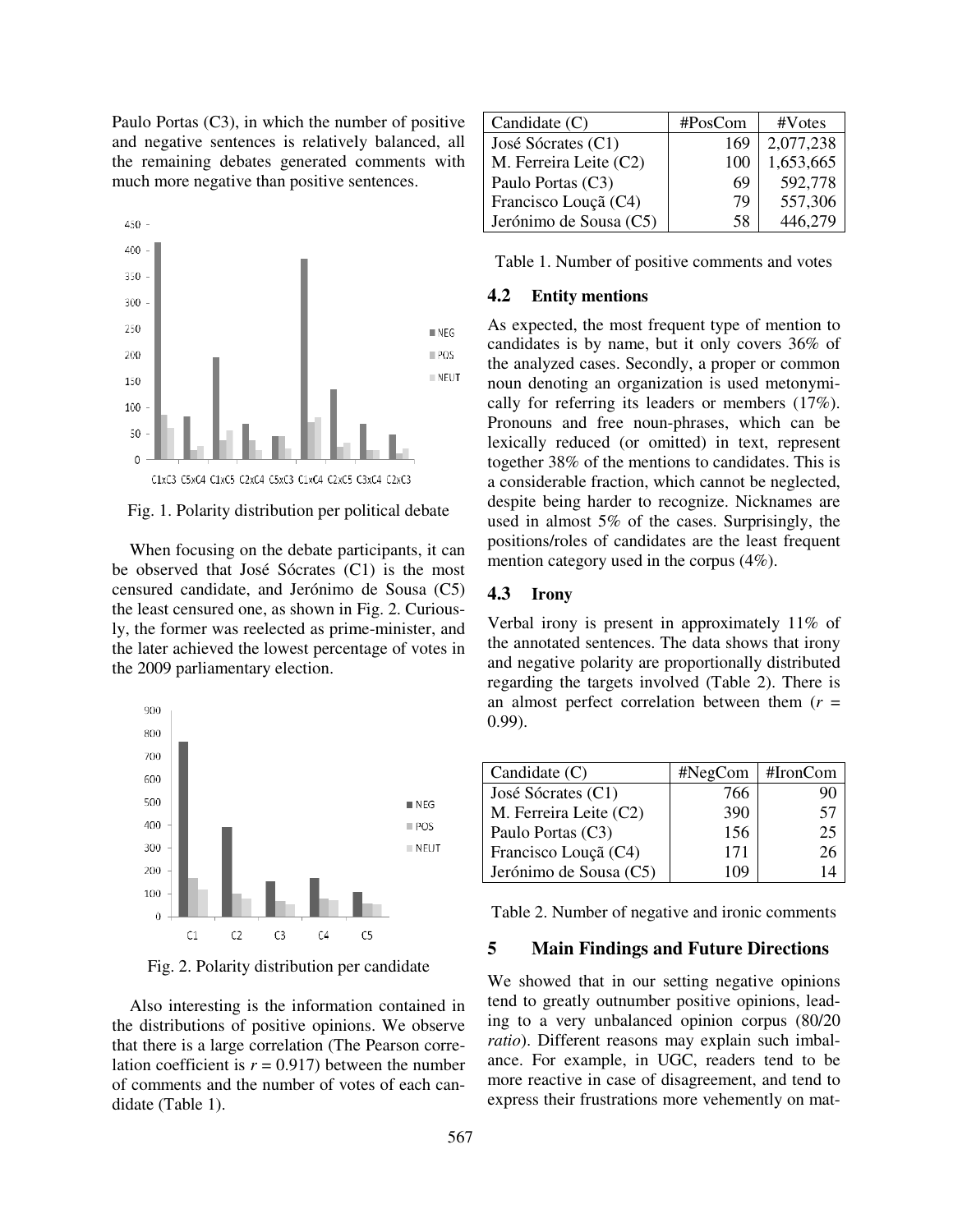Paulo Portas (C3), in which the number of positive and negative sentences is relatively balanced, all the remaining debates generated comments with much more negative than positive sentences.

Fig. 1. Polarity distribution per political debate

When focusing on the debate participants, it can be observed that José Sócrates (C1) is the most censured candidate, and Jerónimo de Sousa (C5) the least censured one, as shown in Fig. 2. Curiously, the former was reelected as prime-minister, and the later achieved the lowest percentage of votes in the 2009 parliamentary election.

Fig. 2. Polarity distribution per candidate

Also interesting is the information contained in the distributions of positive opinions. We observe that there is a large correlation (The Pearson correlation coefficient is $r = 0.917$) between the number of comments and the number of votes of each candidate (Table 1).

| Candidate (C) | #PosCom | #Votes |
|---|---|---|
| José Sócrates (C1) | 169 | 2,077,238 |
| M. Ferreira Leite (C2) | 100 | 1,653,665 |
| Paulo Portas (C3) | 69 | 592,778 |
| Francisco Louçã (C4) | 79 | 557,306 |
| Jerónimo de Sousa (C5) | 58 | 446,279 |

Table 1. Number of positive comments and votes

### 4.2 Entity mentions

As expected, the most frequent type of mention to candidates is by name, but it only covers 36% of the analyzed cases. Secondly, a proper or common noun denoting an organization is used metonymically for referring its leaders or members (17%). Pronouns and free noun-phrases, which can be lexically reduced (or omitted) in text, represent together 38% of the mentions to candidates. This is a considerable fraction, which cannot be neglected, despite being harder to recognize. Nicknames are used in almost 5% of the cases. Surprisingly, the positions/roles of candidates are the least frequent mention category used in the corpus (4%).

### 4.3 Irony

Verbal irony is present in approximately 11% of the annotated sentences. The data shows that irony and negative polarity are proportionally distributed regarding the targets involved (Table 2). There is an almost perfect correlation between them ($r = 0.99$).

| Candidate (C) | #NegCom | #IronCom |
|---|---|---|
| José Sócrates (C1) | 766 | 90 |
| M. Ferreira Leite (C2) | 390 | 57 |
| Paulo Portas (C3) | 156 | 25 |
| Francisco Louçã (C4) | 171 | 26 |
| Jerónimo de Sousa (C5) | 109 | 14 |

Table 2. Number of negative and ironic comments

## 5 Main Findings and Future Directions

We showed that in our setting negative opinions tend to greatly outnumber positive opinions, leading to a very unbalanced opinion corpus (80/20 *ratio*). Different reasons may explain such imbalance. For example, in UGC, readers tend to be more reactive in case of disagreement, and tend to express their frustrations more vehemently on mat-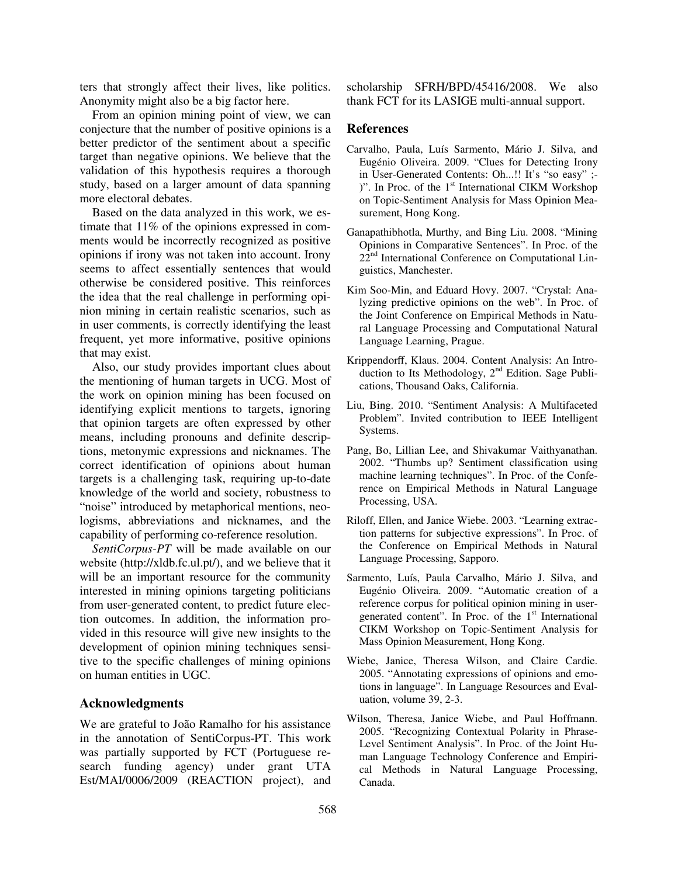ters that strongly affect their lives, like politics. Anonymity might also be a big factor here.

From an opinion mining point of view, we can conjecture that the number of positive opinions is a better predictor of the sentiment about a specific target than negative opinions. We believe that the validation of this hypothesis requires a thorough study, based on a larger amount of data spanning more electoral debates.

Based on the data analyzed in this work, we estimate that 11% of the opinions expressed in comments would be incorrectly recognized as positive opinions if irony was not taken into account. Irony seems to affect essentially sentences that would otherwise be considered positive. This reinforces the idea that the real challenge in performing opinion mining in certain realistic scenarios, such as in user comments, is correctly identifying the least frequent, yet more informative, positive opinions that may exist.

Also, our study provides important clues about the mentioning of human targets in UCG. Most of the work on opinion mining has been focused on identifying explicit mentions to targets, ignoring that opinion targets are often expressed by other means, including pronouns and definite descriptions, metonymic expressions and nicknames. The correct identification of opinions about human targets is a challenging task, requiring up-to-date knowledge of the world and society, robustness to "noise" introduced by metaphorical mentions, neologisms, abbreviations and nicknames, and the capability of performing co-reference resolution.

*SentiCorpus-PT* will be made available on our website (http://xldb.fc.ul.pt/), and we believe that it will be an important resource for the community interested in mining opinions targeting politicians from user-generated content, to predict future election outcomes. In addition, the information provided in this resource will give new insights to the development of opinion mining techniques sensitive to the specific challenges of mining opinions on human entities in UGC.

## Acknowledgments

We are grateful to João Ramalho for his assistance in the annotation of SentiCorpus-PT. This work was partially supported by FCT (Portuguese research funding agency) under grant UTA Est/MAI/0006/2009 (REACTION project), and scholarship SFRH/BPD/45416/2008. We also thank FCT for its LASIGE multi-annual support.

## References

Carvalho, Paula, Luís Sarmento, Mário J. Silva, and Eugénio Oliveira. 2009. "Clues for Detecting Irony in User-Generated Contents: Oh...!! It's "so easy" ;-)". In Proc. of the 1st International CIKM Workshop on Topic-Sentiment Analysis for Mass Opinion Measurement, Hong Kong.

Ganapathibhotla, Murthy, and Bing Liu. 2008. "Mining Opinions in Comparative Sentences". In Proc. of the 22nd International Conference on Computational Linguistics, Manchester.

Kim Soo-Min, and Eduard Hovy. 2007. "Crystal: Analyzing predictive opinions on the web". In Proc. of the Joint Conference on Empirical Methods in Natural Language Processing and Computational Natural Language Learning, Prague.

Krippendorff, Klaus. 2004. Content Analysis: An Introduction to Its Methodology, 2nd Edition. Sage Publications, Thousand Oaks, California.

Liu, Bing. 2010. "Sentiment Analysis: A Multifaceted Problem". Invited contribution to IEEE Intelligent Systems.

Pang, Bo, Lillian Lee, and Shivakumar Vaithyanathan. 2002. "Thumbs up? Sentiment classification using machine learning techniques". In Proc. of the Conference on Empirical Methods in Natural Language Processing, USA.

Riloff, Ellen, and Janice Wiebe. 2003. "Learning extraction patterns for subjective expressions". In Proc. of the Conference on Empirical Methods in Natural Language Processing, Sapporo.

Sarmento, Luís, Paula Carvalho, Mário J. Silva, and Eugénio Oliveira. 2009. "Automatic creation of a reference corpus for political opinion mining in user-generated content". In Proc. of the 1st International CIKM Workshop on Topic-Sentiment Analysis for Mass Opinion Measurement, Hong Kong.

Wiebe, Janice, Theresa Wilson, and Claire Cardie. 2005. "Annotating expressions of opinions and emotions in language". In Language Resources and Evaluation, volume 39, 2-3.

Wilson, Theresa, Janice Wiebe, and Paul Hoffmann. 2005. "Recognizing Contextual Polarity in Phrase-Level Sentiment Analysis". In Proc. of the Joint Human Language Technology Conference and Empirical Methods in Natural Language Processing, Canada.